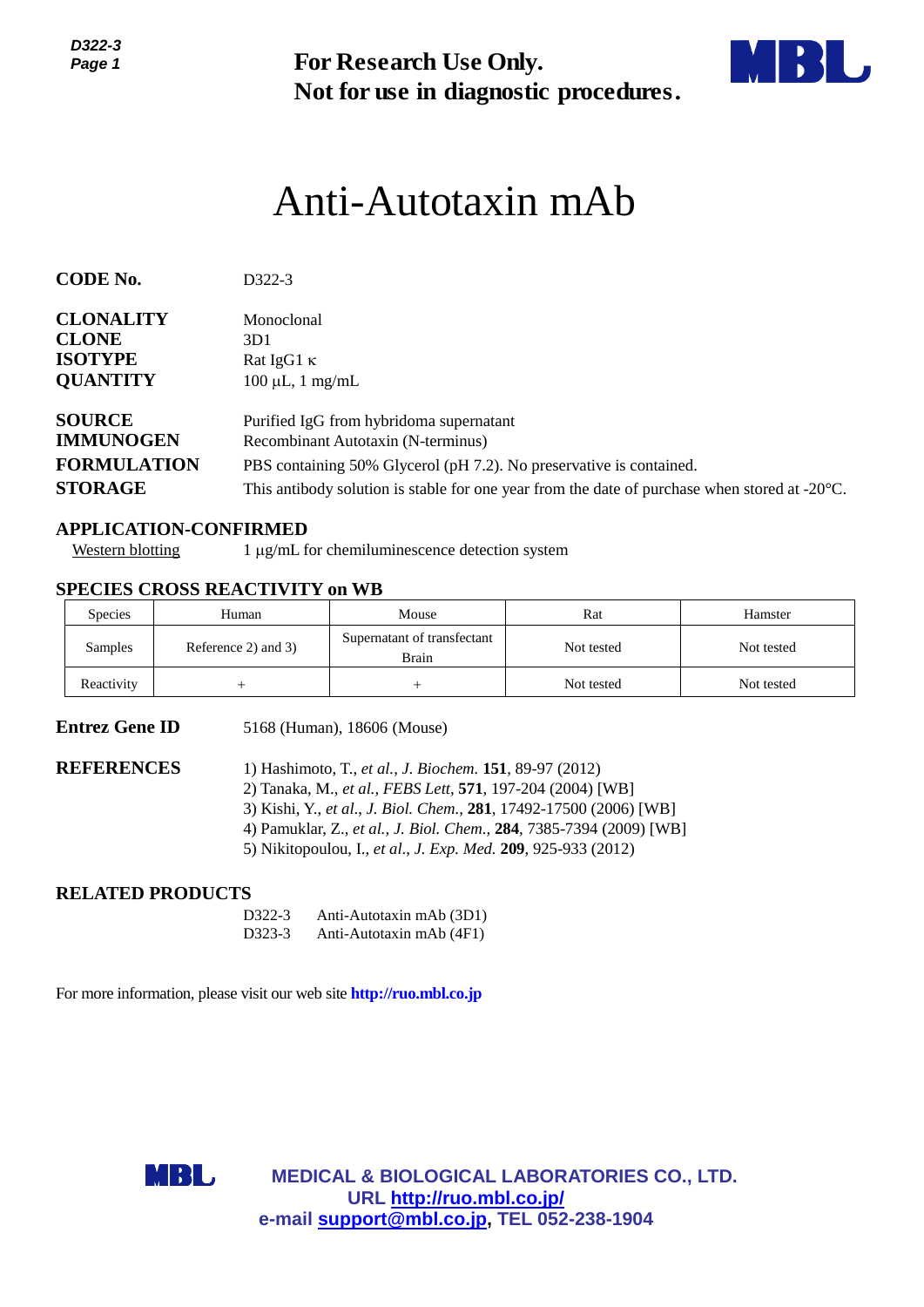**For Research Use Only.**
**Not for use in diagnostic procedures.**

# Anti-Autotaxin mAb

**CODE No.** D322-3

**CLONALITY** Monoclonal
**CLONE** 3D1
**ISOTYPE** Rat IgG1 κ
**QUANTITY** 100 µL, 1 mg/mL

**SOURCE** Purified IgG from hybridoma supernatant
**IMMUNOGEN** Recombinant Autotaxin (N-terminus)
**FORMULATION** PBS containing 50% Glycerol (pH 7.2). No preservative is contained.
**STORAGE** This antibody solution is stable for one year from the date of purchase when stored at -20°C.

## APPLICATION-CONFIRMED

Western blotting 1 µg/mL for chemiluminescence detection system

## SPECIES CROSS REACTIVITY on WB

| Species | Human | Mouse | Rat | Hamster |
|---|---|---|---|---|
| Samples | Reference 2) and 3) | Supernatant of transfectant Brain | Not tested | Not tested |
| Reactivity | + | + | Not tested | Not tested |

**Entrez Gene ID** 5168 (Human), 18606 (Mouse)

**REFERENCES**
1) Hashimoto, T., *et al., J. Biochem.* **151**, 89-97 (2012)
2) Tanaka, M., *et al., FEBS Lett,* **571**, 197-204 (2004) [WB]
3) Kishi, Y., *et al., J. Biol. Chem.,* **281**, 17492-17500 (2006) [WB]
4) Pamuklar, Z., *et al., J. Biol. Chem.,* **284**, 7385-7394 (2009) [WB]
5) Nikitopoulou, I., *et al., J. Exp. Med.* **209**, 925-933 (2012)

## RELATED PRODUCTS

D322-3 Anti-Autotaxin mAb (3D1)
D323-3 Anti-Autotaxin mAb (4F1)

For more information, please visit our web site **http://ruo.mbl.co.jp**

**MEDICAL & BIOLOGICAL LABORATORIES CO., LTD.**
**URL http://ruo.mbl.co.jp/**
**e-mail support@mbl.co.jp, TEL 052-238-1904**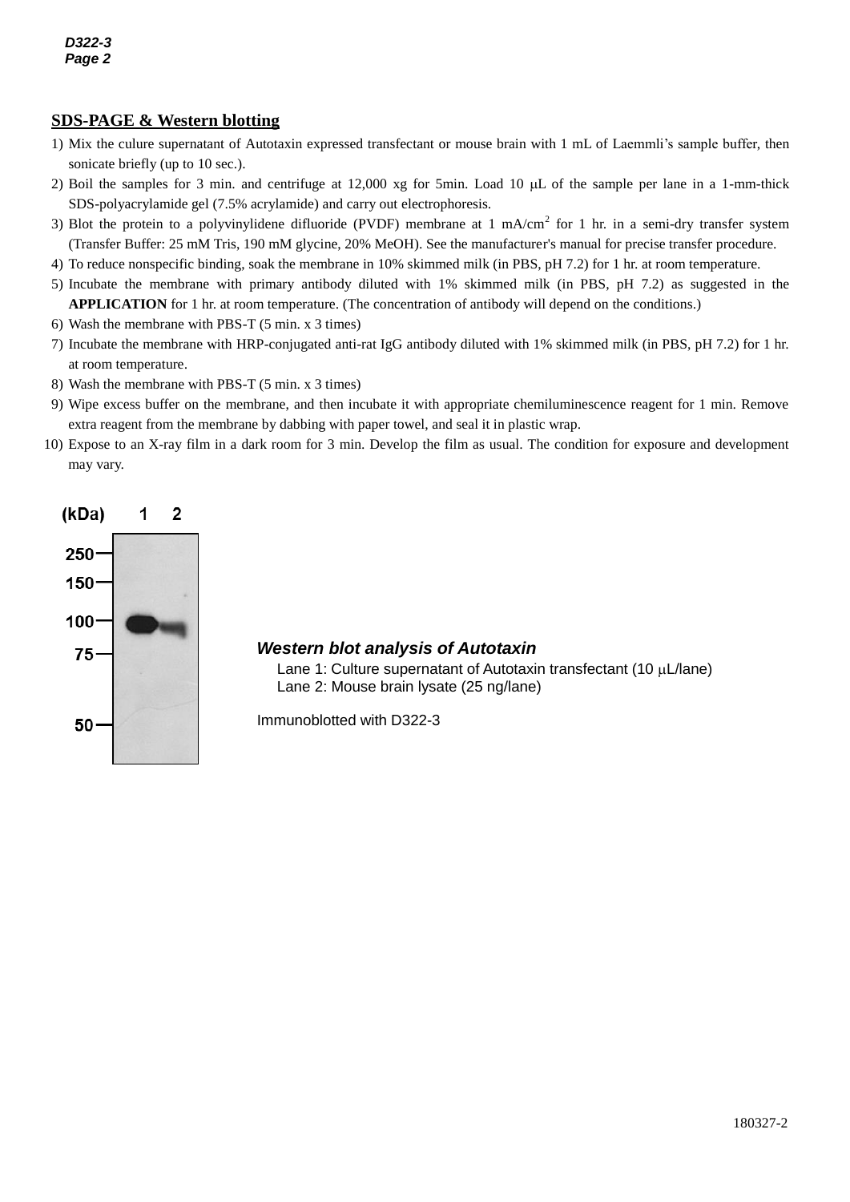## SDS-PAGE & Western blotting

1) Mix the culure supernatant of Autotaxin expressed transfectant or mouse brain with 1 mL of Laemmli's sample buffer, then sonicate briefly (up to 10 sec.).
2) Boil the samples for 3 min. and centrifuge at 12,000 xg for 5min. Load 10 μL of the sample per lane in a 1-mm-thick SDS-polyacrylamide gel (7.5% acrylamide) and carry out electrophoresis.
3) Blot the protein to a polyvinylidene difluoride (PVDF) membrane at 1 mA/cm$^2$ for 1 hr. in a semi-dry transfer system (Transfer Buffer: 25 mM Tris, 190 mM glycine, 20% MeOH). See the manufacturer's manual for precise transfer procedure.
4) To reduce nonspecific binding, soak the membrane in 10% skimmed milk (in PBS, pH 7.2) for 1 hr. at room temperature.
5) Incubate the membrane with primary antibody diluted with 1% skimmed milk (in PBS, pH 7.2) as suggested in the **APPLICATION** for 1 hr. at room temperature. (The concentration of antibody will depend on the conditions.)
6) Wash the membrane with PBS-T (5 min. x 3 times)
7) Incubate the membrane with HRP-conjugated anti-rat IgG antibody diluted with 1% skimmed milk (in PBS, pH 7.2) for 1 hr. at room temperature.
8) Wash the membrane with PBS-T (5 min. x 3 times)
9) Wipe excess buffer on the membrane, and then incubate it with appropriate chemiluminescence reagent for 1 min. Remove extra reagent from the membrane by dabbing with paper towel, and seal it in plastic wrap.
10) Expose to an X-ray film in a dark room for 3 min. Develop the film as usual. The condition for exposure and development may vary.

(kDa) 1 2

250

150

100

75

50

***Western blot analysis of Autotaxin***

Lane 1: Culture supernatant of Autotaxin transfectant (10 μL/lane)
Lane 2: Mouse brain lysate (25 ng/lane)

Immunoblotted with D322-3

180327-2